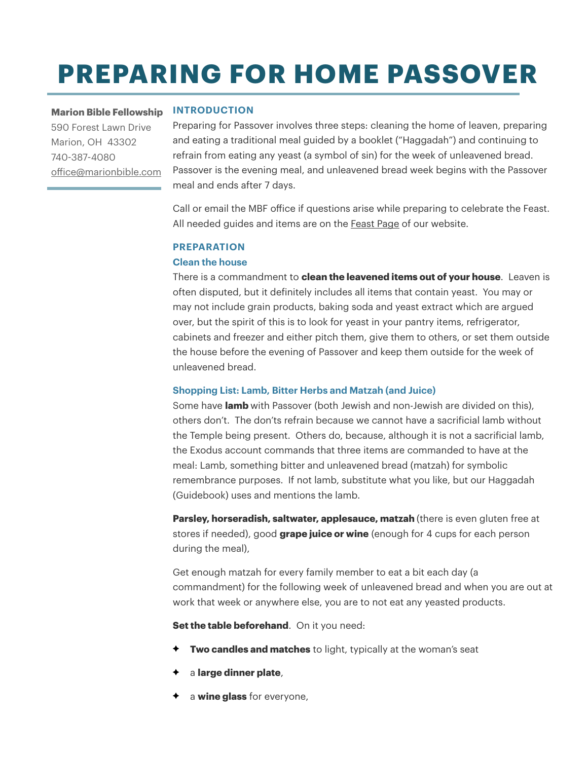# PREPARING FOR HOME PASSOVER

**Marion Bible Fellowship**
590 Forest Lawn Drive
Marion, OH 43302
740-387-4080
office@marionbible.com

## INTRODUCTION

Preparing for Passover involves three steps: cleaning the home of leaven, preparing and eating a traditional meal guided by a booklet ("Haggadah") and continuing to refrain from eating any yeast (a symbol of sin) for the week of unleavened bread. Passover is the evening meal, and unleavened bread week begins with the Passover meal and ends after 7 days.

Call or email the MBF office if questions arise while preparing to celebrate the Feast. All needed guides and items are on the Feast Page of our website.

## PREPARATION

### Clean the house

There is a commandment to **clean the leavened items out of your house**. Leaven is often disputed, but it definitely includes all items that contain yeast. You may or may not include grain products, baking soda and yeast extract which are argued over, but the spirit of this is to look for yeast in your pantry items, refrigerator, cabinets and freezer and either pitch them, give them to others, or set them outside the house before the evening of Passover and keep them outside for the week of unleavened bread.

### Shopping List: Lamb, Bitter Herbs and Matzah (and Juice)

Some have **lamb** with Passover (both Jewish and non-Jewish are divided on this), others don't. The don'ts refrain because we cannot have a sacrificial lamb without the Temple being present. Others do, because, although it is not a sacrificial lamb, the Exodus account commands that three items are commanded to have at the meal: Lamb, something bitter and unleavened bread (matzah) for symbolic remembrance purposes. If not lamb, substitute what you like, but our Haggadah (Guidebook) uses and mentions the lamb.

**Parsley, horseradish, saltwater, applesauce, matzah** (there is even gluten free at stores if needed), good **grape juice or wine** (enough for 4 cups for each person during the meal),

Get enough matzah for every family member to eat a bit each day (a commandment) for the following week of unleavened bread and when you are out at work that week or anywhere else, you are to not eat any yeasted products.

**Set the table beforehand**. On it you need:

- **Two candles and matches** to light, typically at the woman's seat
- a **large dinner plate**,
- a **wine glass** for everyone,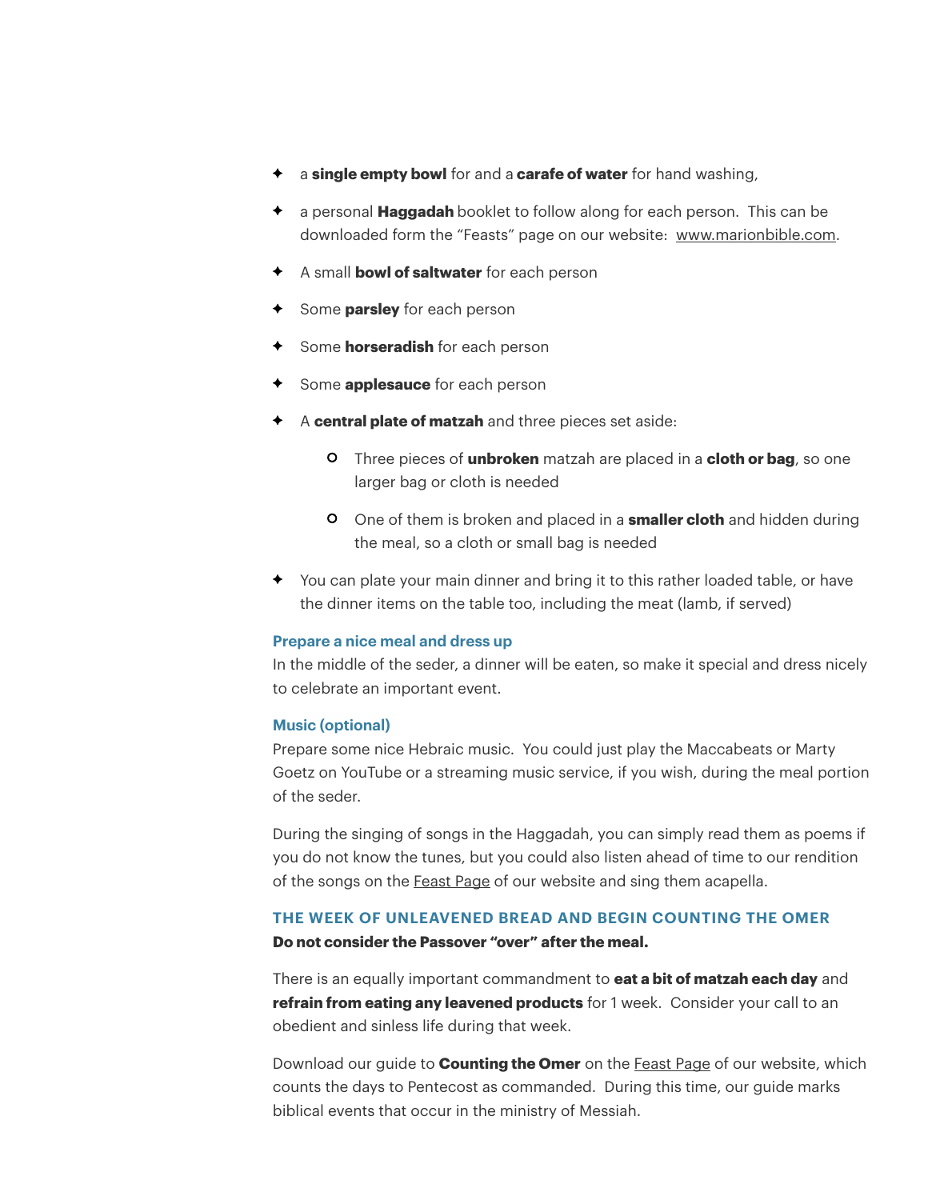- a **single empty bowl** for and a **carafe of water** for hand washing,
- a personal **Haggadah** booklet to follow along for each person. This can be downloaded form the "Feasts" page on our website: www.marionbible.com.
- A small **bowl of saltwater** for each person
- Some **parsley** for each person
- Some **horseradish** for each person
- Some **applesauce** for each person
- A **central plate of matzah** and three pieces set aside:
  - Three pieces of **unbroken** matzah are placed in a **cloth or bag**, so one larger bag or cloth is needed
  - One of them is broken and placed in a **smaller cloth** and hidden during the meal, so a cloth or small bag is needed
- You can plate your main dinner and bring it to this rather loaded table, or have the dinner items on the table too, including the meat (lamb, if served)

### Prepare a nice meal and dress up

In the middle of the seder, a dinner will be eaten, so make it special and dress nicely to celebrate an important event.

### Music (optional)

Prepare some nice Hebraic music. You could just play the Maccabeats or Marty Goetz on YouTube or a streaming music service, if you wish, during the meal portion of the seder.

During the singing of songs in the Haggadah, you can simply read them as poems if you do not know the tunes, but you could also listen ahead of time to our rendition of the songs on the Feast Page of our website and sing them acapella.

## THE WEEK OF UNLEAVENED BREAD AND BEGIN COUNTING THE OMER

**Do not consider the Passover "over" after the meal.**

There is an equally important commandment to **eat a bit of matzah each day** and **refrain from eating any leavened products** for 1 week. Consider your call to an obedient and sinless life during that week.

Download our guide to **Counting the Omer** on the Feast Page of our website, which counts the days to Pentecost as commanded. During this time, our guide marks biblical events that occur in the ministry of Messiah.